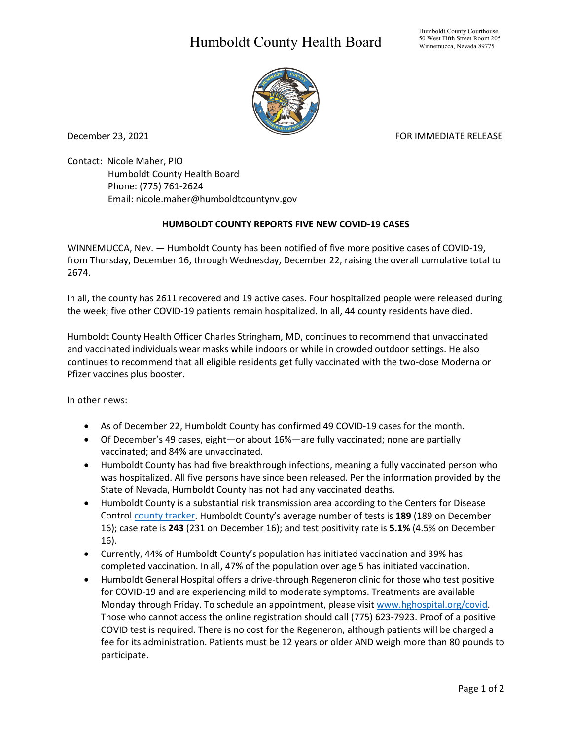# Humboldt County Health Board

Humboldt County Courthouse
50 West Fifth Street Room 205
Winnemucca, Nevada 89775

December 23, 2021

FOR IMMEDIATE RELEASE

Contact: Nicole Maher, PIO
Humboldt County Health Board
Phone: (775) 761-2624
Email: nicole.maher@humboldtcountynv.gov

**HUMBOLDT COUNTY REPORTS FIVE NEW COVID-19 CASES**

WINNEMUCCA, Nev. — Humboldt County has been notified of five more positive cases of COVID-19, from Thursday, December 16, through Wednesday, December 22, raising the overall cumulative total to 2674.

In all, the county has 2611 recovered and 19 active cases. Four hospitalized people were released during the week; five other COVID-19 patients remain hospitalized. In all, 44 county residents have died.

Humboldt County Health Officer Charles Stringham, MD, continues to recommend that unvaccinated and vaccinated individuals wear masks while indoors or while in crowded outdoor settings. He also continues to recommend that all eligible residents get fully vaccinated with the two-dose Moderna or Pfizer vaccines plus booster.

In other news:

- As of December 22, Humboldt County has confirmed 49 COVID-19 cases for the month.
- Of December's 49 cases, eight—or about 16%—are fully vaccinated; none are partially vaccinated; and 84% are unvaccinated.
- Humboldt County has had five breakthrough infections, meaning a fully vaccinated person who was hospitalized. All five persons have since been released. Per the information provided by the State of Nevada, Humboldt County has not had any vaccinated deaths.
- Humboldt County is a substantial risk transmission area according to the Centers for Disease Control county tracker. Humboldt County's average number of tests is **189** (189 on December 16); case rate is **243** (231 on December 16); and test positivity rate is **5.1%** (4.5% on December 16).
- Currently, 44% of Humboldt County's population has initiated vaccination and 39% has completed vaccination. In all, 47% of the population over age 5 has initiated vaccination.
- Humboldt General Hospital offers a drive-through Regeneron clinic for those who test positive for COVID-19 and are experiencing mild to moderate symptoms. Treatments are available Monday through Friday. To schedule an appointment, please visit www.hghospital.org/covid. Those who cannot access the online registration should call (775) 623-7923. Proof of a positive COVID test is required. There is no cost for the Regeneron, although patients will be charged a fee for its administration. Patients must be 12 years or older AND weigh more than 80 pounds to participate.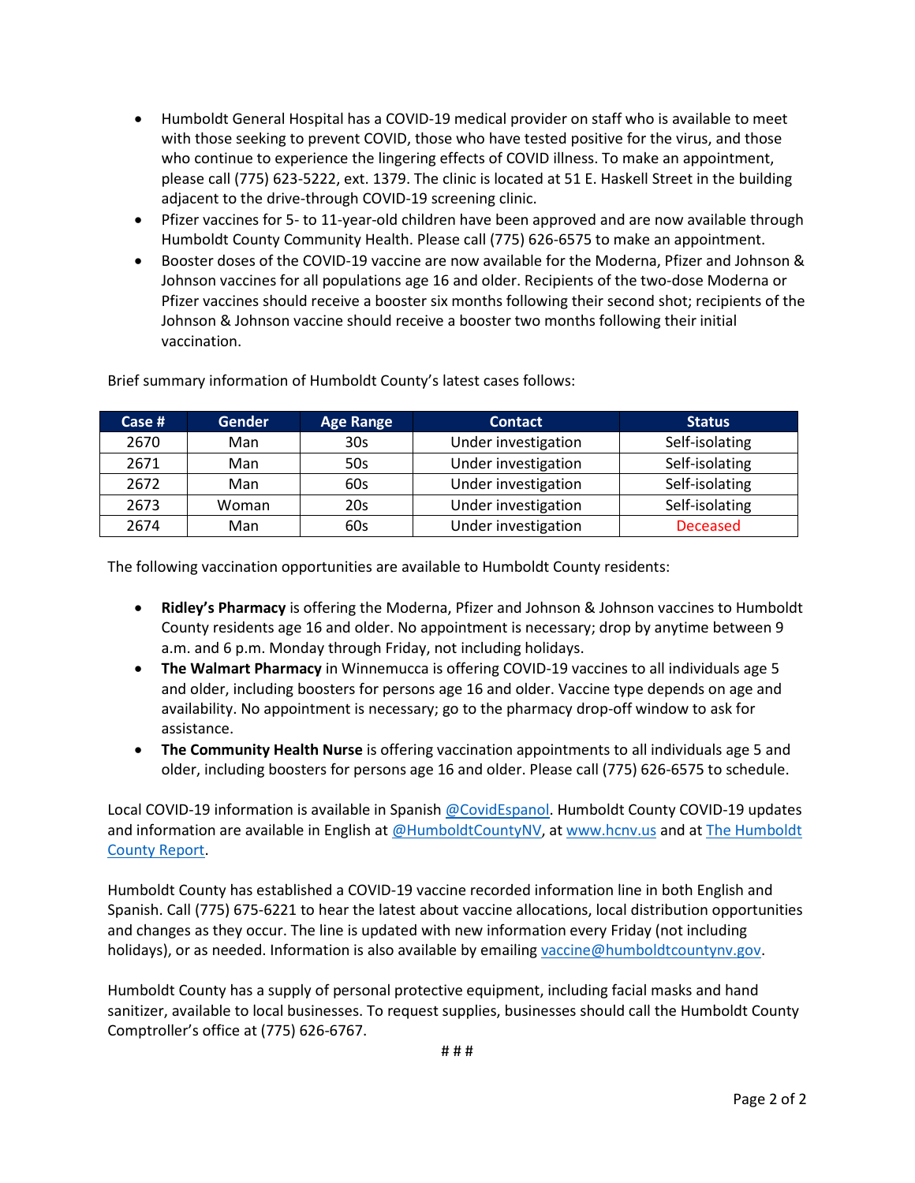- Humboldt General Hospital has a COVID-19 medical provider on staff who is available to meet with those seeking to prevent COVID, those who have tested positive for the virus, and those who continue to experience the lingering effects of COVID illness. To make an appointment, please call (775) 623-5222, ext. 1379. The clinic is located at 51 E. Haskell Street in the building adjacent to the drive-through COVID-19 screening clinic.
- Pfizer vaccines for 5- to 11-year-old children have been approved and are now available through Humboldt County Community Health. Please call (775) 626-6575 to make an appointment.
- Booster doses of the COVID-19 vaccine are now available for the Moderna, Pfizer and Johnson & Johnson vaccines for all populations age 16 and older. Recipients of the two-dose Moderna or Pfizer vaccines should receive a booster six months following their second shot; recipients of the Johnson & Johnson vaccine should receive a booster two months following their initial vaccination.

Brief summary information of Humboldt County's latest cases follows:

| Case # | Gender | Age Range | Contact | Status |
|---|---|---|---|---|
| 2670 | Man | 30s | Under investigation | Self-isolating |
| 2671 | Man | 50s | Under investigation | Self-isolating |
| 2672 | Man | 60s | Under investigation | Self-isolating |
| 2673 | Woman | 20s | Under investigation | Self-isolating |
| 2674 | Man | 60s | Under investigation | Deceased |

The following vaccination opportunities are available to Humboldt County residents:

- **Ridley's Pharmacy** is offering the Moderna, Pfizer and Johnson & Johnson vaccines to Humboldt County residents age 16 and older. No appointment is necessary; drop by anytime between 9 a.m. and 6 p.m. Monday through Friday, not including holidays.
- **The Walmart Pharmacy** in Winnemucca is offering COVID-19 vaccines to all individuals age 5 and older, including boosters for persons age 16 and older. Vaccine type depends on age and availability. No appointment is necessary; go to the pharmacy drop-off window to ask for assistance.
- **The Community Health Nurse** is offering vaccination appointments to all individuals age 5 and older, including boosters for persons age 16 and older. Please call (775) 626-6575 to schedule.

Local COVID-19 information is available in Spanish @CovidEspanol. Humboldt County COVID-19 updates and information are available in English at @HumboldtCountyNV, at www.hcnv.us and at The Humboldt County Report.

Humboldt County has established a COVID-19 vaccine recorded information line in both English and Spanish. Call (775) 675-6221 to hear the latest about vaccine allocations, local distribution opportunities and changes as they occur. The line is updated with new information every Friday (not including holidays), or as needed. Information is also available by emailing vaccine@humboldtcountynv.gov.

Humboldt County has a supply of personal protective equipment, including facial masks and hand sanitizer, available to local businesses. To request supplies, businesses should call the Humboldt County Comptroller's office at (775) 626-6767.

# # #